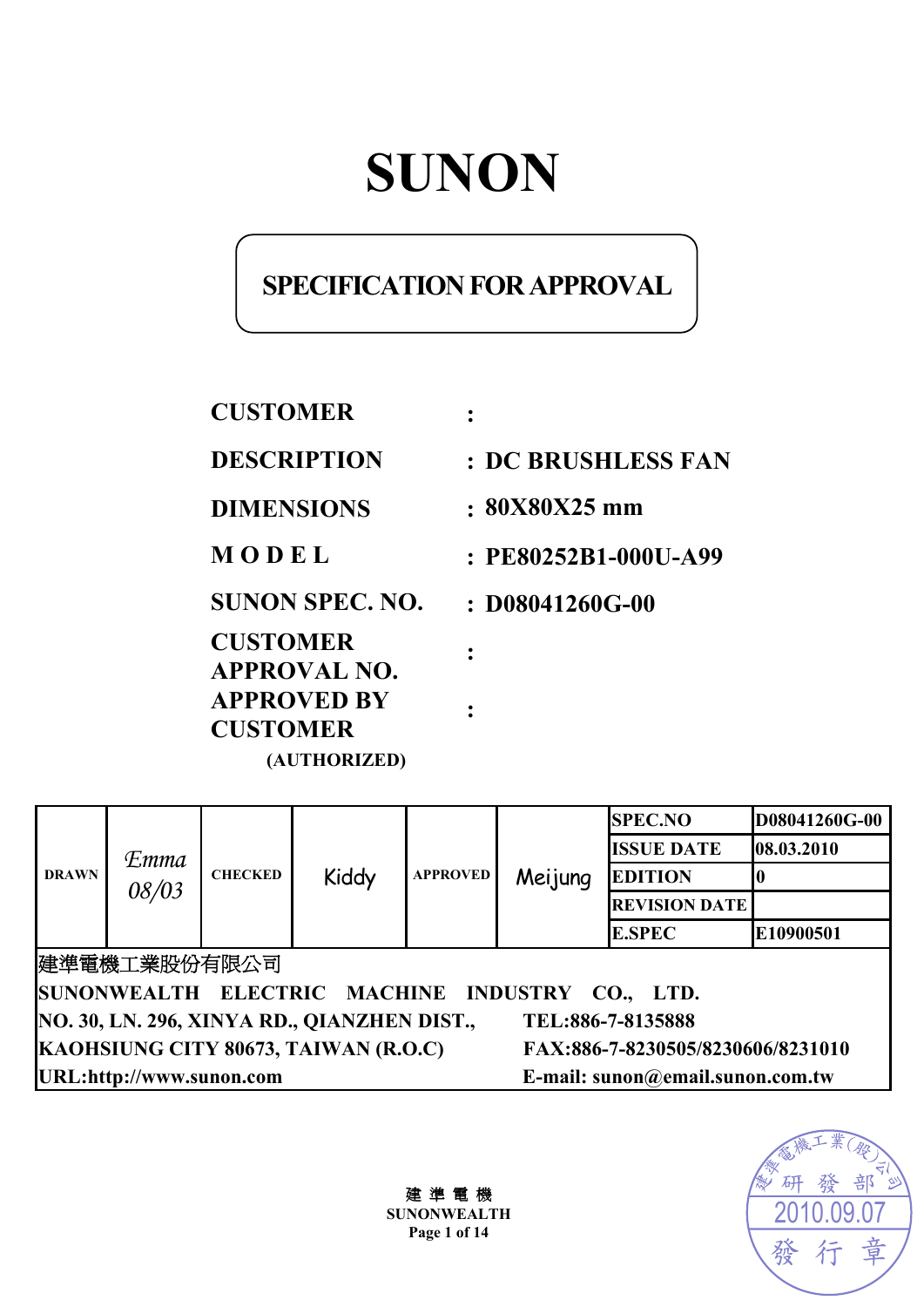# SUNON

## SPECIFICATION FOR APPROVAL

**CUSTOMER** :

**DESCRIPTION** : **DC BRUSHLESS FAN**

**DIMENSIONS** : **80X80X25 mm**

**M O D E L** : **PE80252B1-000U-A99**

**SUNON SPEC. NO.** : **D08041260G-00**

**CUSTOMER APPROVAL NO.** :

**APPROVED BY CUSTOMER** :
**(AUTHORIZED)**

| DRAWN | *Emma 08/03* | CHECKED | Kiddy | APPROVED | Meijung | SPEC.NO | D08041260G-00 |
|---|---|---|---|---|---|---|---|
| | | | | | | ISSUE DATE | 08.03.2010 |
| | | | | | | EDITION | 0 |
| | | | | | | REVISION DATE | |
| | | | | | | E.SPEC | E10900501 |

建準電機工業股份有限公司

**SUNONWEALTH ELECTRIC MACHINE INDUSTRY CO., LTD.**

**NO. 30, LN. 296, XINYA RD., QIANZHEN DIST., KAOHSIUNG CITY 80673, TAIWAN (R.O.C)**

**TEL:886-7-8135888**

**FAX:886-7-8230505/8230606/8231010**

**URL:http://www.sunon.com**

**E-mail: sunon@email.sunon.com.tw**

建準電機工業(股)公司 研發部 2010.09.07 發行章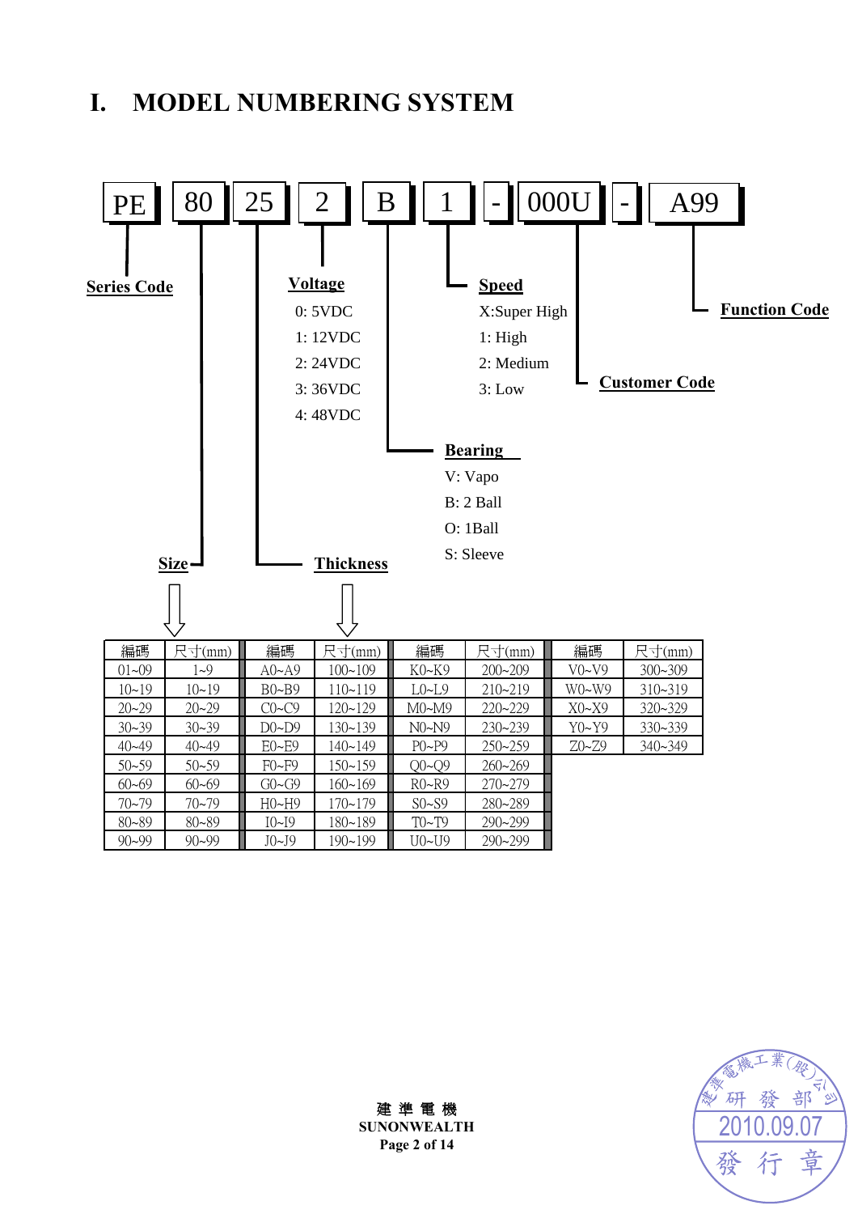# I. MODEL NUMBERING SYSTEM

PE | 80 | 25 | 2 | B | 1 | - | 000U | - | A99

**Series Code** — PE

**Size** — 80

**Thickness** — 25

**Voltage**
- 0: 5VDC
- 1: 12VDC
- 2: 24VDC
- 3: 36VDC
- 4: 48VDC

**Bearing**
- V: Vapo
- B: 2 Ball
- O: 1Ball
- S: Sleeve

**Speed**
- X:Super High
- 1: High
- 2: Medium
- 3: Low

**Customer Code** — 000U

**Function Code** — A99

| 編碼 | 尺寸(mm) | 編碼 | 尺寸(mm) | 編碼 | 尺寸(mm) | 編碼 | 尺寸(mm) |
|---|---|---|---|---|---|---|---|
| 01~09 | 1~9 | A0~A9 | 100~109 | K0~K9 | 200~209 | V0~V9 | 300~309 |
| 10~19 | 10~19 | B0~B9 | 110~119 | L0~L9 | 210~219 | W0~W9 | 310~319 |
| 20~29 | 20~29 | C0~C9 | 120~129 | M0~M9 | 220~229 | X0~X9 | 320~329 |
| 30~39 | 30~39 | D0~D9 | 130~139 | N0~N9 | 230~239 | Y0~Y9 | 330~339 |
| 40~49 | 40~49 | E0~E9 | 140~149 | P0~P9 | 250~259 | Z0~Z9 | 340~349 |
| 50~59 | 50~59 | F0~F9 | 150~159 | Q0~Q9 | 260~269 | | |
| 60~69 | 60~69 | G0~G9 | 160~169 | R0~R9 | 270~279 | | |
| 70~79 | 70~79 | H0~H9 | 170~179 | S0~S9 | 280~289 | | |
| 80~89 | 80~89 | I0~I9 | 180~189 | T0~T9 | 290~299 | | |
| 90~99 | 90~99 | J0~J9 | 190~199 | U0~U9 | 290~299 | | |

建 準 電 機
SUNONWEALTH

建準電機工業(股)公司 研發部 2010.09.07 發行章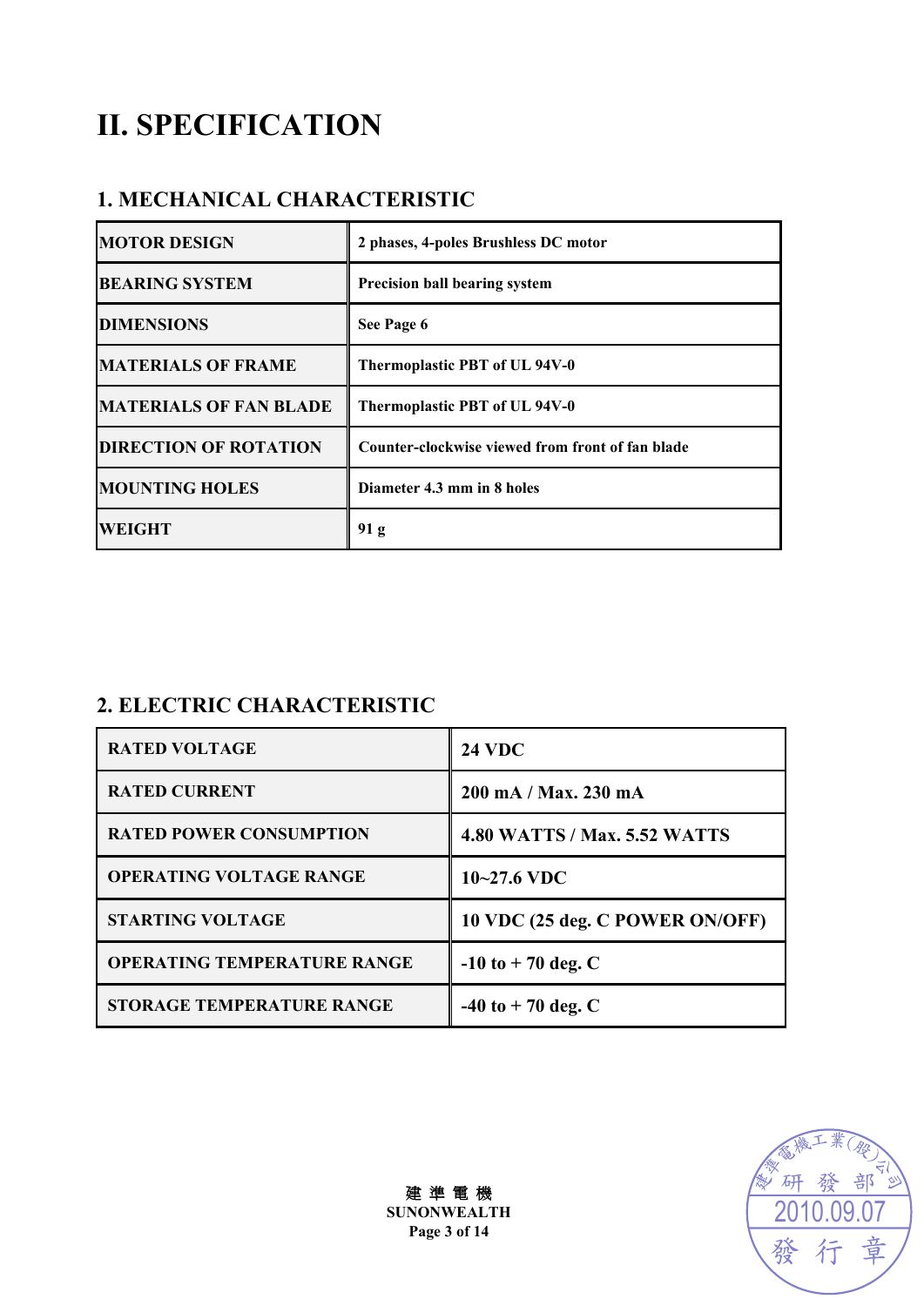# II. SPECIFICATION

## 1. MECHANICAL CHARACTERISTIC

| | |
|---|---|
| MOTOR DESIGN | 2 phases, 4-poles Brushless DC motor |
| BEARING SYSTEM | Precision ball bearing system |
| DIMENSIONS | See Page 6 |
| MATERIALS OF FRAME | Thermoplastic PBT of UL 94V-0 |
| MATERIALS OF FAN BLADE | Thermoplastic PBT of UL 94V-0 |
| DIRECTION OF ROTATION | Counter-clockwise viewed from front of fan blade |
| MOUNTING HOLES | Diameter 4.3 mm in 8 holes |
| WEIGHT | 91 g |

## 2. ELECTRIC CHARACTERISTIC

| | |
|---|---|
| RATED VOLTAGE | 24 VDC |
| RATED CURRENT | 200 mA / Max. 230 mA |
| RATED POWER CONSUMPTION | 4.80 WATTS / Max. 5.52 WATTS |
| OPERATING VOLTAGE RANGE | 10~27.6 VDC |
| STARTING VOLTAGE | 10 VDC (25 deg. C POWER ON/OFF) |
| OPERATING TEMPERATURE RANGE | -10 to + 70 deg. C |
| STORAGE TEMPERATURE RANGE | -40 to + 70 deg. C |

建 準 電 機
SUNONWEALTH

建準電機工業(股)公司 研發部 2010.09.07 發行章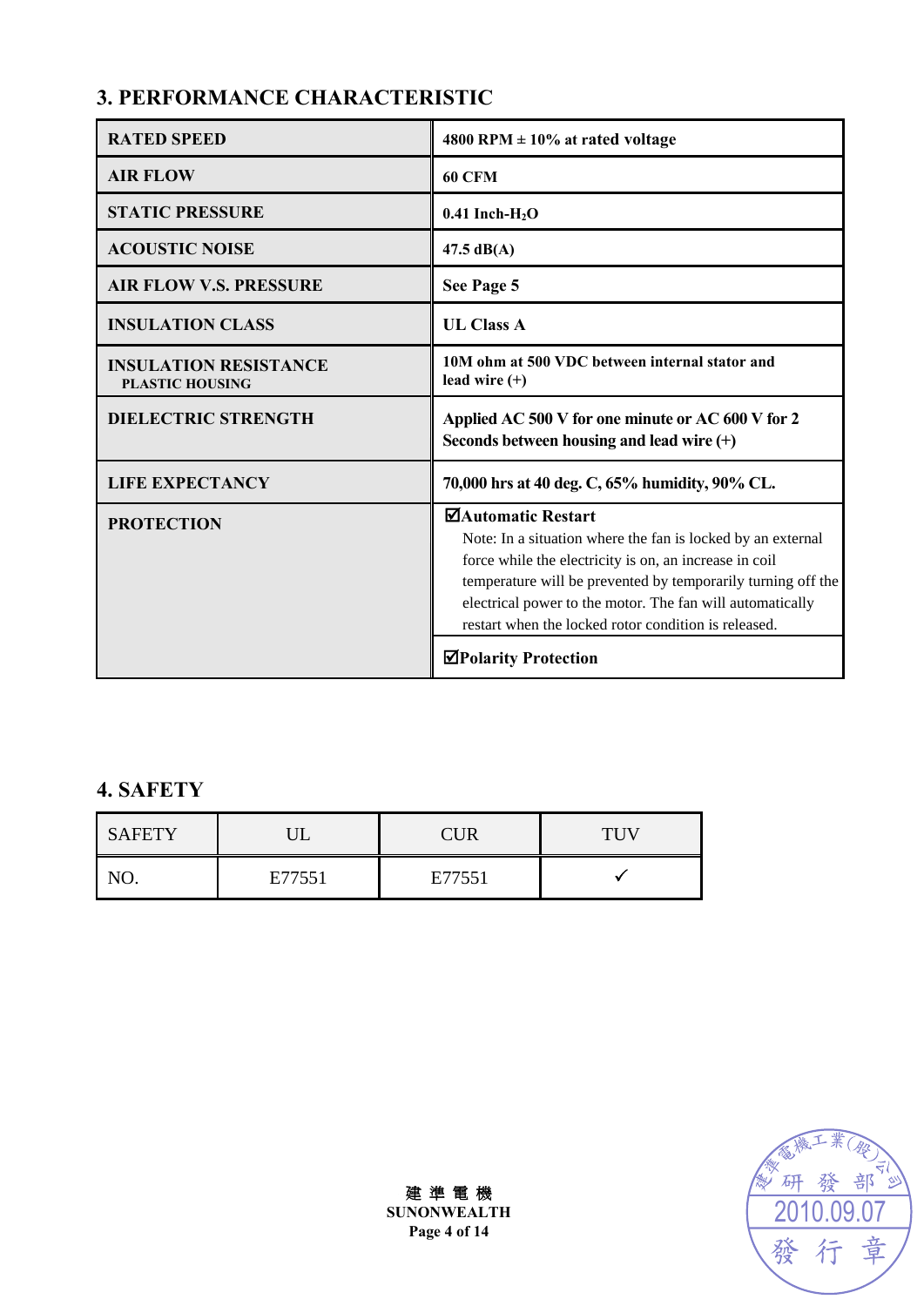## 3. PERFORMANCE CHARACTERISTIC

| | |
|---|---|
| **RATED SPEED** | **4800 RPM ± 10% at rated voltage** |
| **AIR FLOW** | **60 CFM** |
| **STATIC PRESSURE** | **0.41 Inch-$H_2O$** |
| **ACOUSTIC NOISE** | **47.5 dB(A)** |
| **AIR FLOW V.S. PRESSURE** | **See Page 5** |
| **INSULATION CLASS** | **UL Class A** |
| **INSULATION RESISTANCE** PLASTIC HOUSING | **10M ohm at 500 VDC between internal stator and lead wire (+)** |
| **DIELECTRIC STRENGTH** | **Applied AC 500 V for one minute or AC 600 V for 2 Seconds between housing and lead wire (+)** |
| **LIFE EXPECTANCY** | **70,000 hrs at 40 deg. C, 65% humidity, 90% CL.** |
| **PROTECTION** | ☑**Automatic Restart** Note: In a situation where the fan is locked by an external force while the electricity is on, an increase in coil temperature will be prevented by temporarily turning off the electrical power to the motor. The fan will automatically restart when the locked rotor condition is released. |
| | ☑**Polarity Protection** |

## 4. SAFETY

| SAFETY | UL | CUR | TUV |
|---|---|---|---|
| NO. | E77551 | E77551 | ✓ |

建 準 電 機
**SUNONWEALTH**

建準電機工業(股)公司 研發部 2010.09.07 發行章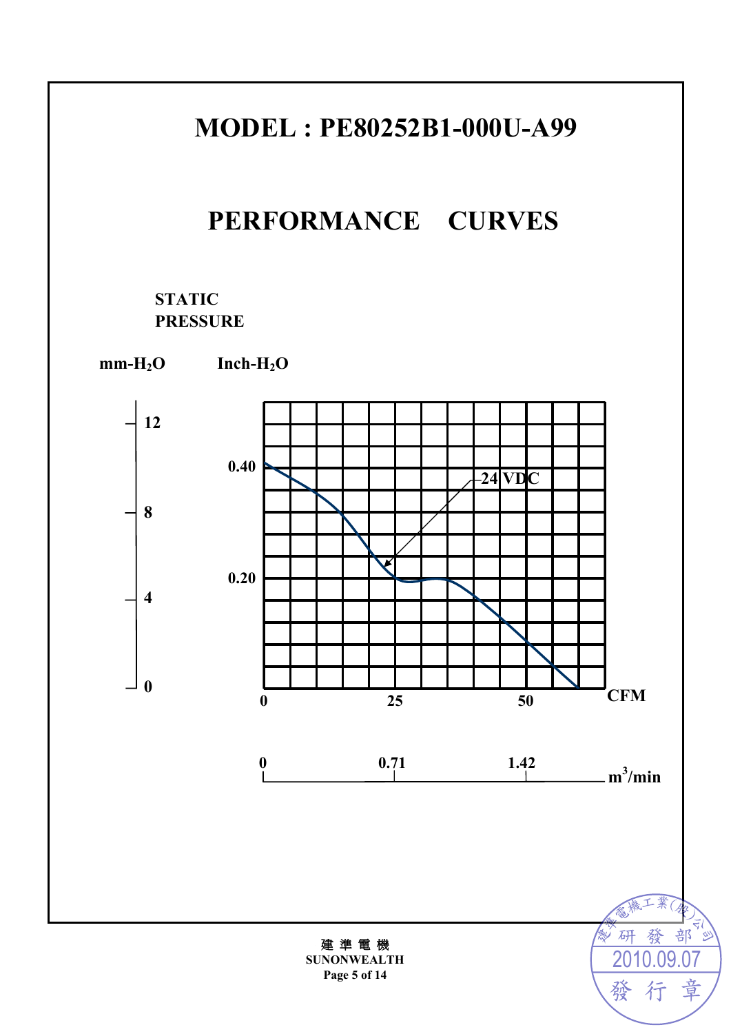# MODEL : PE80252B1-000U-A99

## PERFORMANCE CURVES

STATIC
PRESSURE

mm-$H_2O$ Inch-$H_2O$

12
0.40
8
0.20
4
0

24 VDC

0 25 50 CFM

0 0.71 1.42 $m^3$/min

建 準 電 機
SUNONWEALTH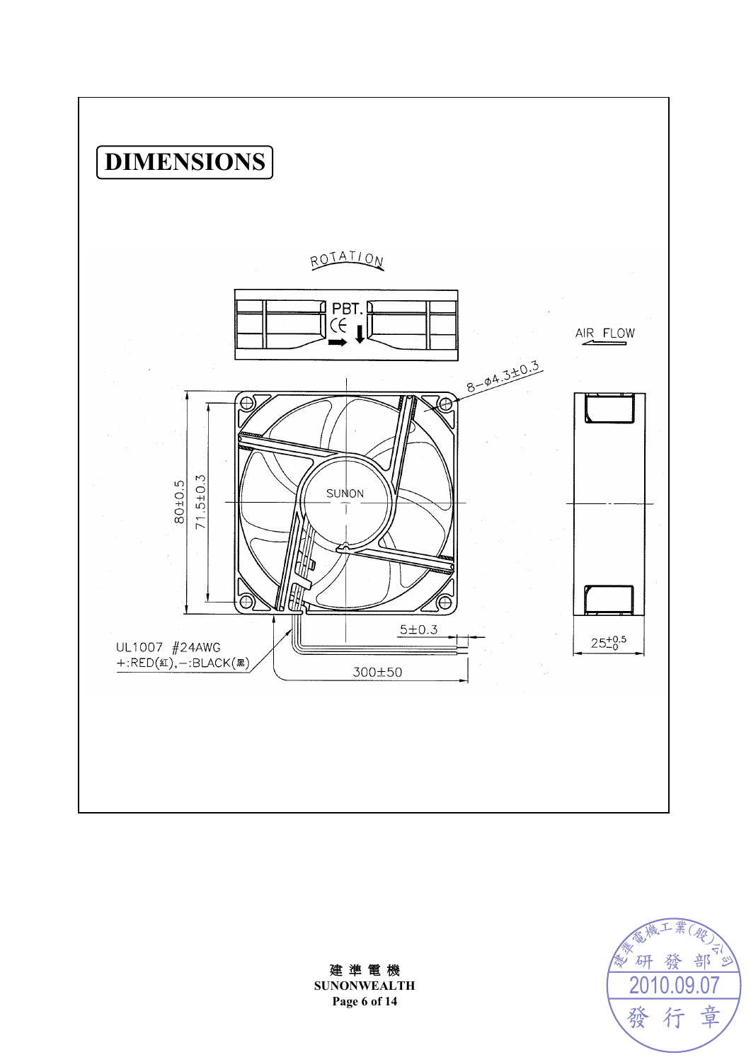# DIMENSIONS

ROTATION

PBT.

AIR FLOW

8-ø4.3±0.3

80±0.5

71.5±0.3

SUNON

5±0.3

25$^{+0.5}_{-0}$

UL1007 #24AWG
+:RED(紅),-:BLACK(黑)

300±50

建 準 電 機
**SUNONWEALTH**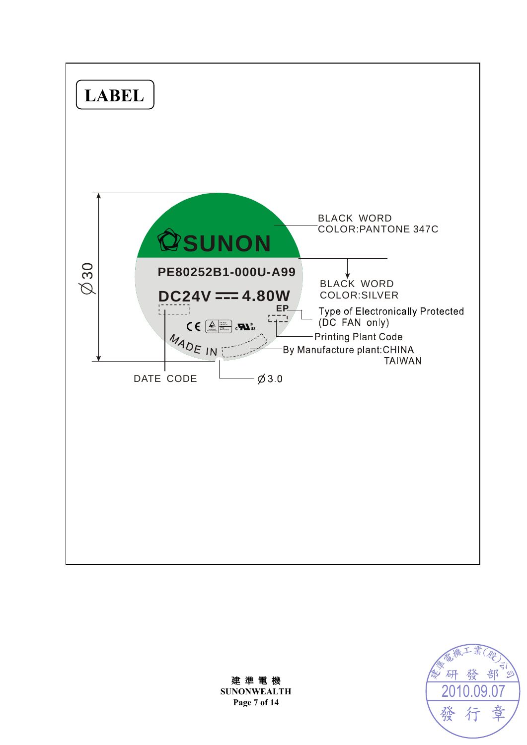# LABEL

SUNON

PE80252B1-000U-A99

DC24V ⎓ 4.80W

EP

MADE IN

Ø30

BLACK WORD
COLOR:PANTONE 347C

BLACK WORD
COLOR:SILVER

Type of Electronically Protected
(DC FAN only)

Printing Plant Code

By Manufacture plant:CHINA
TAIWAN

DATE CODE

Ø3.0

建 準 電 機
SUNONWEALTH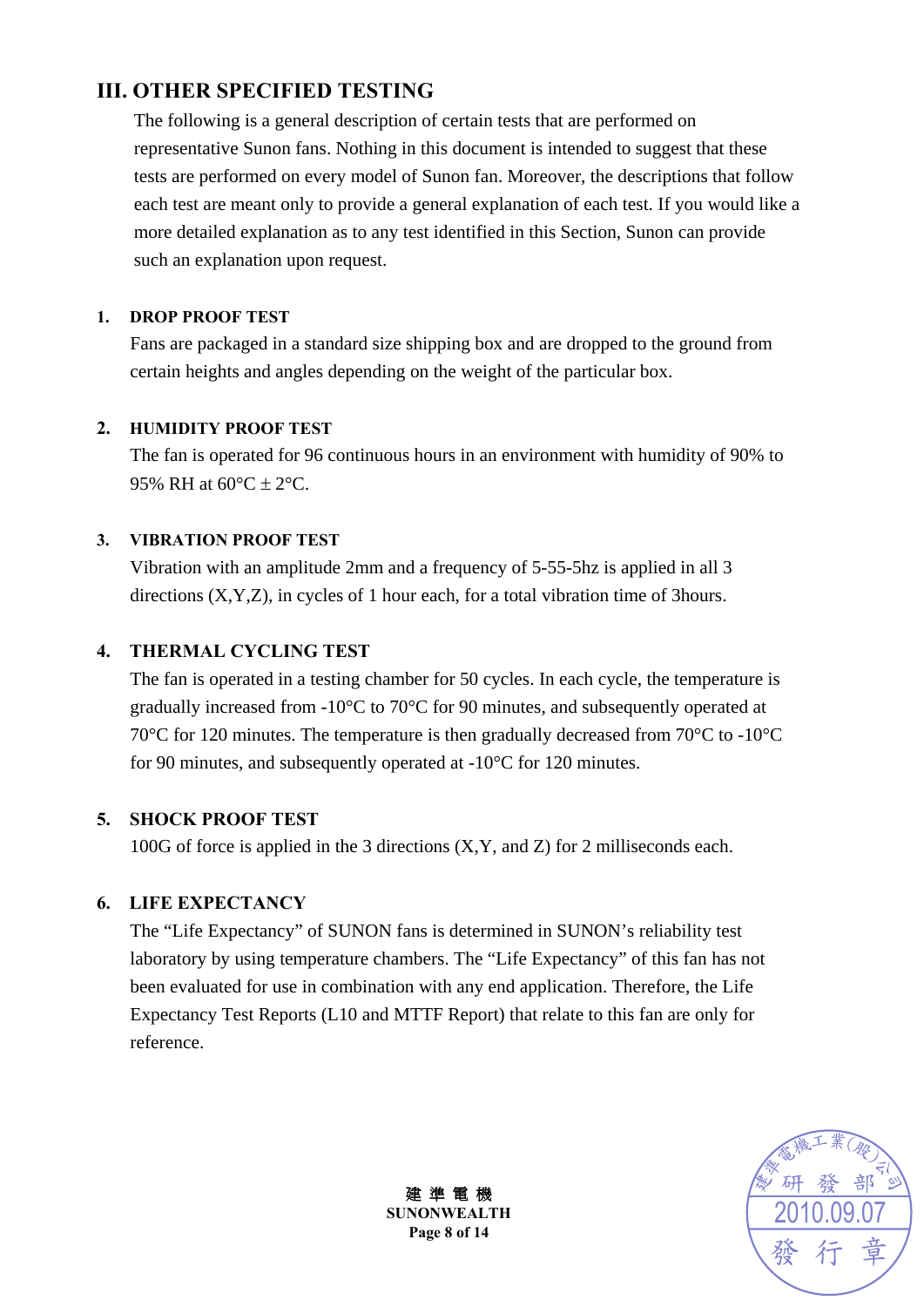## III. OTHER SPECIFIED TESTING

The following is a general description of certain tests that are performed on representative Sunon fans. Nothing in this document is intended to suggest that these tests are performed on every model of Sunon fan. Moreover, the descriptions that follow each test are meant only to provide a general explanation of each test. If you would like a more detailed explanation as to any test identified in this Section, Sunon can provide such an explanation upon request.

### 1. DROP PROOF TEST

Fans are packaged in a standard size shipping box and are dropped to the ground from certain heights and angles depending on the weight of the particular box.

### 2. HUMIDITY PROOF TEST

The fan is operated for 96 continuous hours in an environment with humidity of 90% to 95% RH at 60°C ± 2°C.

### 3. VIBRATION PROOF TEST

Vibration with an amplitude 2mm and a frequency of 5-55-5hz is applied in all 3 directions (X,Y,Z), in cycles of 1 hour each, for a total vibration time of 3hours.

### 4. THERMAL CYCLING TEST

The fan is operated in a testing chamber for 50 cycles. In each cycle, the temperature is gradually increased from -10°C to 70°C for 90 minutes, and subsequently operated at 70°C for 120 minutes. The temperature is then gradually decreased from 70°C to -10°C for 90 minutes, and subsequently operated at -10°C for 120 minutes.

### 5. SHOCK PROOF TEST

100G of force is applied in the 3 directions (X,Y, and Z) for 2 milliseconds each.

### 6. LIFE EXPECTANCY

The “Life Expectancy” of SUNON fans is determined in SUNON’s reliability test laboratory by using temperature chambers. The “Life Expectancy” of this fan has not been evaluated for use in combination with any end application. Therefore, the Life Expectancy Test Reports (L10 and MTTF Report) that relate to this fan are only for reference.

建準電機工業(股)公司 研發部 2010.09.07 發行章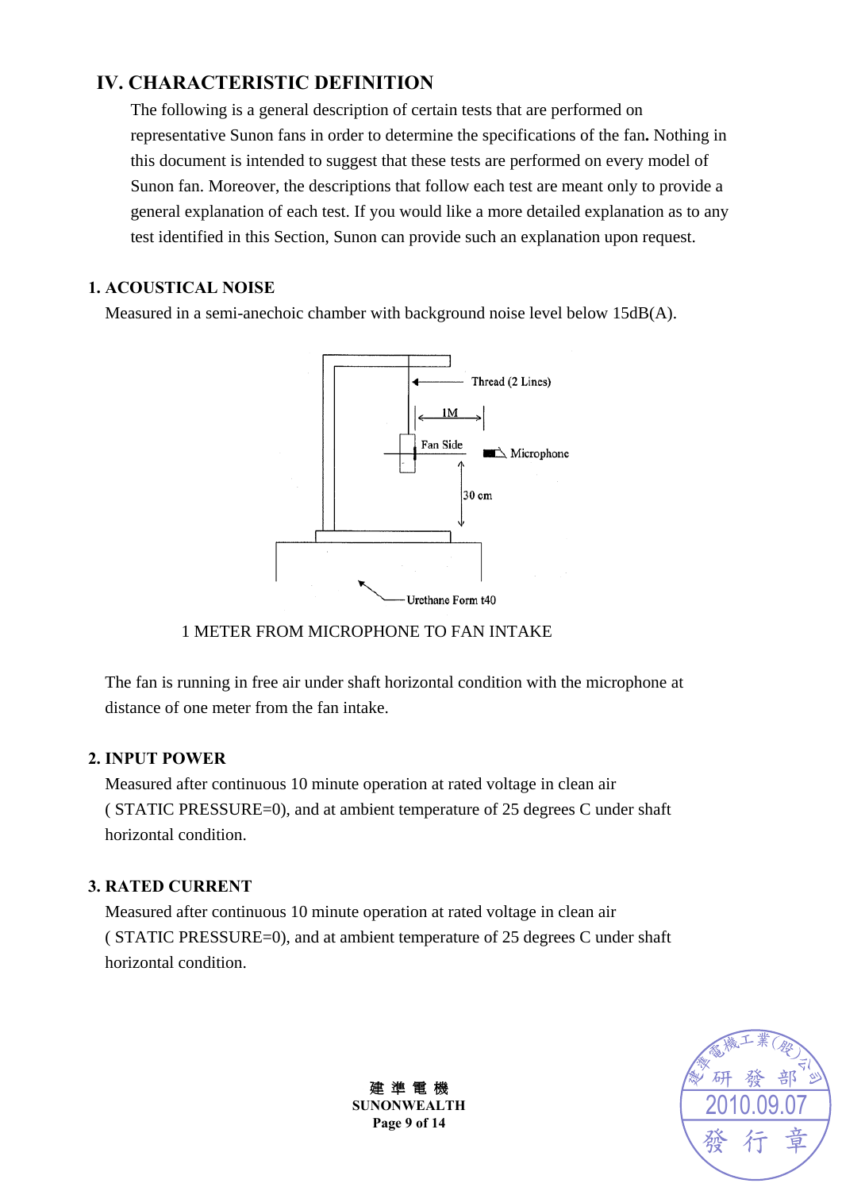## IV. CHARACTERISTIC DEFINITION

The following is a general description of certain tests that are performed on representative Sunon fans in order to determine the specifications of the fan**.** Nothing in this document is intended to suggest that these tests are performed on every model of Sunon fan. Moreover, the descriptions that follow each test are meant only to provide a general explanation of each test. If you would like a more detailed explanation as to any test identified in this Section, Sunon can provide such an explanation upon request.

### 1. ACOUSTICAL NOISE

Measured in a semi-anechoic chamber with background noise level below 15dB(A).

Thread (2 Lines)

1M

Fan Side

Microphone

30 cm

Urethane Form t40

1 METER FROM MICROPHONE TO FAN INTAKE

The fan is running in free air under shaft horizontal condition with the microphone at distance of one meter from the fan intake.

### 2. INPUT POWER

Measured after continuous 10 minute operation at rated voltage in clean air ( STATIC PRESSURE=0), and at ambient temperature of 25 degrees C under shaft horizontal condition.

### 3. RATED CURRENT

Measured after continuous 10 minute operation at rated voltage in clean air ( STATIC PRESSURE=0), and at ambient temperature of 25 degrees C under shaft horizontal condition.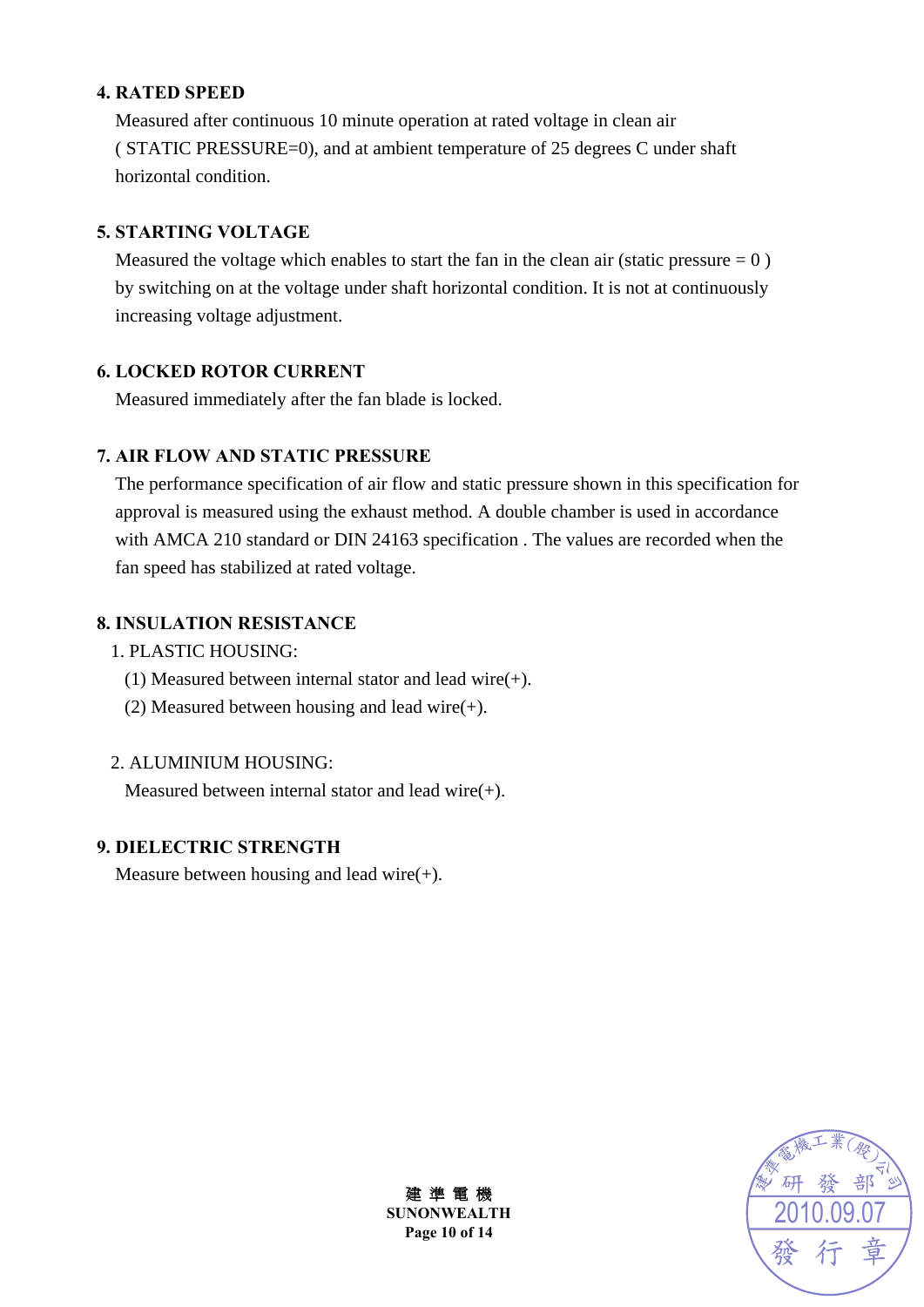**4. RATED SPEED**

Measured after continuous 10 minute operation at rated voltage in clean air ( STATIC PRESSURE=0), and at ambient temperature of 25 degrees C under shaft horizontal condition.

**5. STARTING VOLTAGE**

Measured the voltage which enables to start the fan in the clean air (static pressure = 0 ) by switching on at the voltage under shaft horizontal condition. It is not at continuously increasing voltage adjustment.

**6. LOCKED ROTOR CURRENT**

Measured immediately after the fan blade is locked.

**7. AIR FLOW AND STATIC PRESSURE**

The performance specification of air flow and static pressure shown in this specification for approval is measured using the exhaust method. A double chamber is used in accordance with AMCA 210 standard or DIN 24163 specification . The values are recorded when the fan speed has stabilized at rated voltage.

**8. INSULATION RESISTANCE**

1. PLASTIC HOUSING:
   - (1) Measured between internal stator and lead wire(+).
   - (2) Measured between housing and lead wire(+).

2. ALUMINIUM HOUSING:
   Measured between internal stator and lead wire(+).

**9. DIELECTRIC STRENGTH**

Measure between housing and lead wire(+).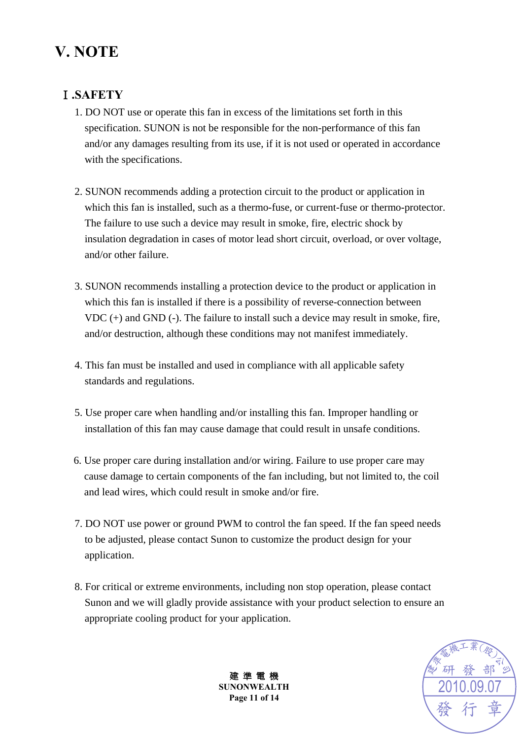# V. NOTE

## Ⅰ.SAFETY

1. DO NOT use or operate this fan in excess of the limitations set forth in this specification. SUNON is not be responsible for the non-performance of this fan and/or any damages resulting from its use, if it is not used or operated in accordance with the specifications.

2. SUNON recommends adding a protection circuit to the product or application in which this fan is installed, such as a thermo-fuse, or current-fuse or thermo-protector. The failure to use such a device may result in smoke, fire, electric shock by insulation degradation in cases of motor lead short circuit, overload, or over voltage, and/or other failure.

3. SUNON recommends installing a protection device to the product or application in which this fan is installed if there is a possibility of reverse-connection between VDC (+) and GND (-). The failure to install such a device may result in smoke, fire, and/or destruction, although these conditions may not manifest immediately.

4. This fan must be installed and used in compliance with all applicable safety standards and regulations.

5. Use proper care when handling and/or installing this fan. Improper handling or installation of this fan may cause damage that could result in unsafe conditions.

6. Use proper care during installation and/or wiring. Failure to use proper care may cause damage to certain components of the fan including, but not limited to, the coil and lead wires, which could result in smoke and/or fire.

7. DO NOT use power or ground PWM to control the fan speed. If the fan speed needs to be adjusted, please contact Sunon to customize the product design for your application.

8. For critical or extreme environments, including non stop operation, please contact Sunon and we will gladly provide assistance with your product selection to ensure an appropriate cooling product for your application.

建 準 電 機
**SUNONWEALTH**

建準電機工業(股)公司 研 發 部 2010.09.07 發 行 章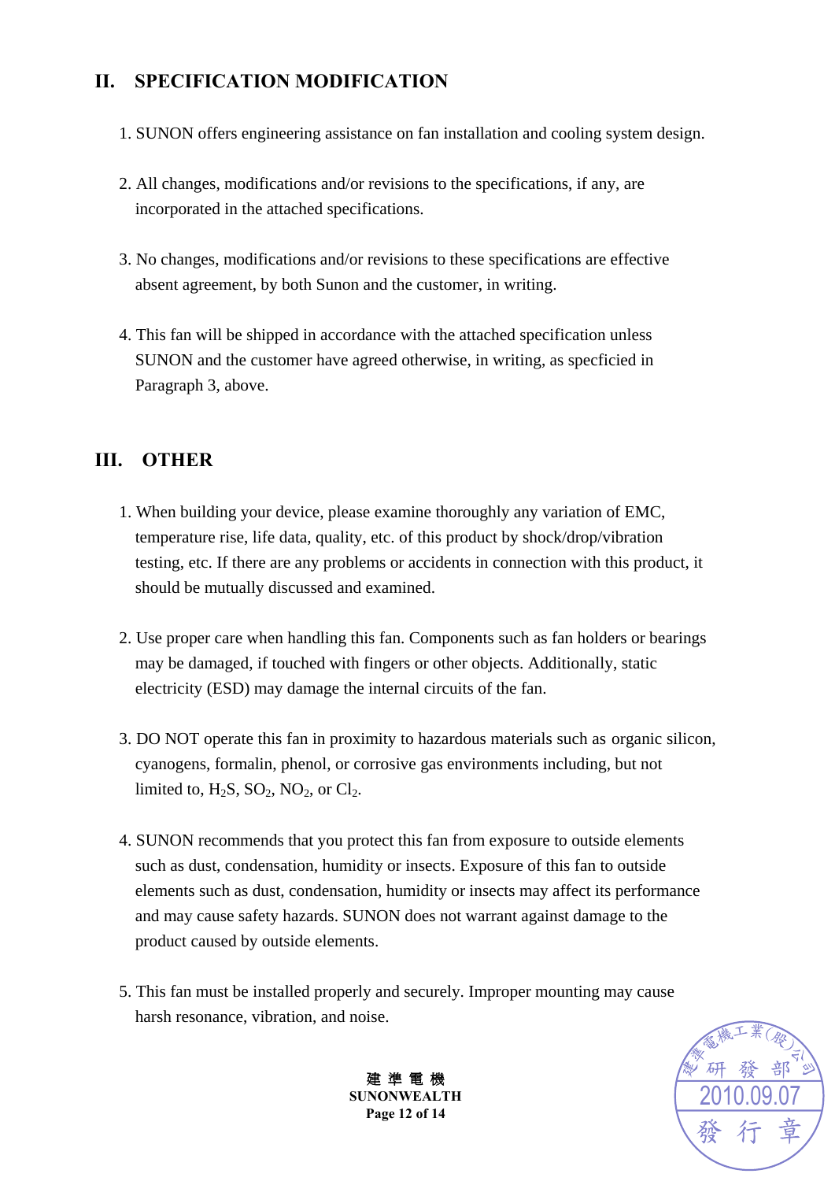## II. SPECIFICATION MODIFICATION

1. SUNON offers engineering assistance on fan installation and cooling system design.

2. All changes, modifications and/or revisions to the specifications, if any, are incorporated in the attached specifications.

3. No changes, modifications and/or revisions to these specifications are effective absent agreement, by both Sunon and the customer, in writing.

4. This fan will be shipped in accordance with the attached specification unless SUNON and the customer have agreed otherwise, in writing, as specficied in Paragraph 3, above.

## III. OTHER

1. When building your device, please examine thoroughly any variation of EMC, temperature rise, life data, quality, etc. of this product by shock/drop/vibration testing, etc. If there are any problems or accidents in connection with this product, it should be mutually discussed and examined.

2. Use proper care when handling this fan. Components such as fan holders or bearings may be damaged, if touched with fingers or other objects. Additionally, static electricity (ESD) may damage the internal circuits of the fan.

3. DO NOT operate this fan in proximity to hazardous materials such as organic silicon, cyanogens, formalin, phenol, or corrosive gas environments including, but not limited to, $H_2S$, $SO_2$, $NO_2$, or $Cl_2$.

4. SUNON recommends that you protect this fan from exposure to outside elements such as dust, condensation, humidity or insects. Exposure of this fan to outside elements such as dust, condensation, humidity or insects may affect its performance and may cause safety hazards. SUNON does not warrant against damage to the product caused by outside elements.

5. This fan must be installed properly and securely. Improper mounting may cause harsh resonance, vibration, and noise.

建 準 電 機
SUNONWEALTH

建準電機工業(股)公司 研發部 2010.09.07 發行章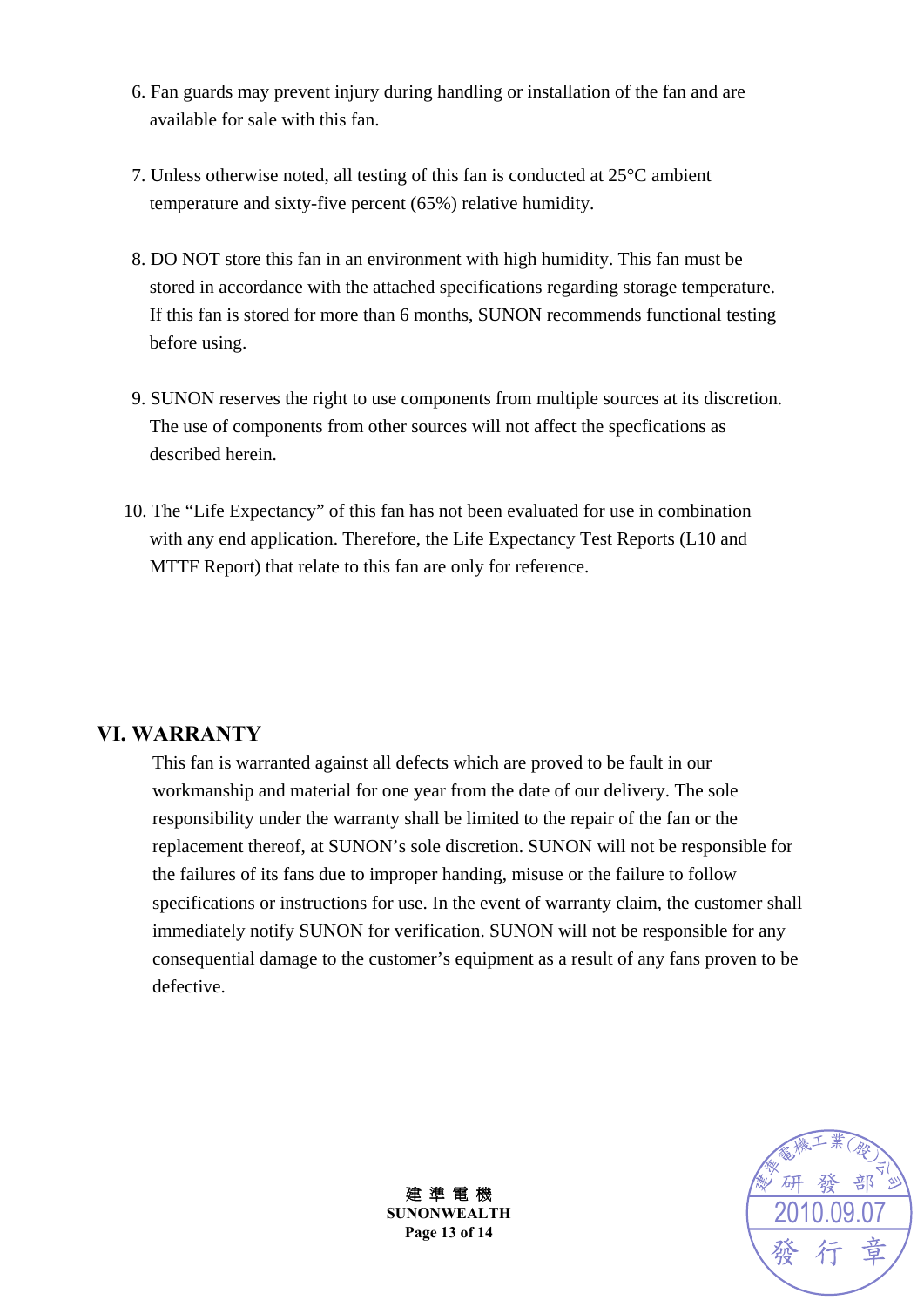6. Fan guards may prevent injury during handling or installation of the fan and are available for sale with this fan.

7. Unless otherwise noted, all testing of this fan is conducted at 25°C ambient temperature and sixty-five percent (65%) relative humidity.

8. DO NOT store this fan in an environment with high humidity. This fan must be stored in accordance with the attached specifications regarding storage temperature. If this fan is stored for more than 6 months, SUNON recommends functional testing before using.

9. SUNON reserves the right to use components from multiple sources at its discretion. The use of components from other sources will not affect the specfications as described herein.

10. The “Life Expectancy” of this fan has not been evaluated for use in combination with any end application. Therefore, the Life Expectancy Test Reports (L10 and MTTF Report) that relate to this fan are only for reference.

## VI. WARRANTY

This fan is warranted against all defects which are proved to be fault in our workmanship and material for one year from the date of our delivery. The sole responsibility under the warranty shall be limited to the repair of the fan or the replacement thereof, at SUNON’s sole discretion. SUNON will not be responsible for the failures of its fans due to improper handing, misuse or the failure to follow specifications or instructions for use. In the event of warranty claim, the customer shall immediately notify SUNON for verification. SUNON will not be responsible for any consequential damage to the customer’s equipment as a result of any fans proven to be defective.

建準工業(股)公司 研發部 2010.09.07 發行章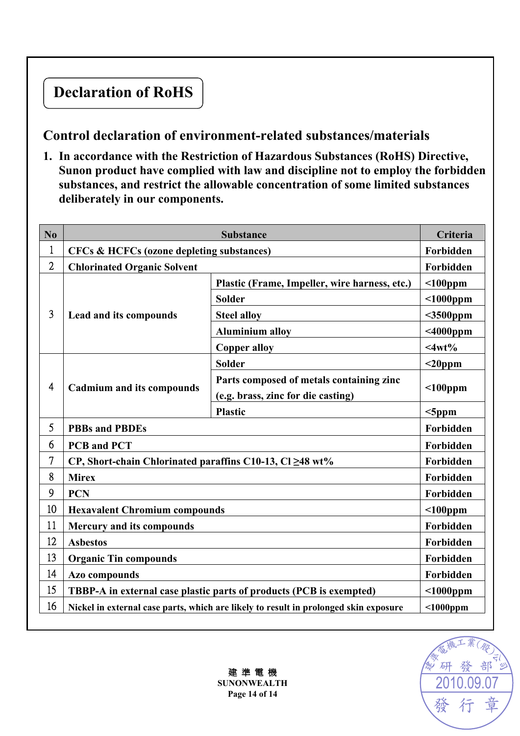# Declaration of RoHS

## Control declaration of environment-related substances/materials

1. **In accordance with the Restriction of Hazardous Substances (RoHS) Directive, Sunon product have complied with law and discipline not to employ the forbidden substances, and restrict the allowable concentration of some limited substances deliberately in our components.**

| No | Substance | | Criteria |
|---|---|---|---|
| 1 | CFCs & HCFCs (ozone depleting substances) | | Forbidden |
| 2 | Chlorinated Organic Solvent | | Forbidden |
| 3 | Lead and its compounds | Plastic (Frame, Impeller, wire harness, etc.) | <100ppm |
| | | Solder | <1000ppm |
| | | Steel alloy | <3500ppm |
| | | Aluminium alloy | <4000ppm |
| | | Copper alloy | <4wt% |
| 4 | Cadmium and its compounds | Solder | <20ppm |
| | | Parts composed of metals containing zinc (e.g. brass, zinc for die casting) | <100ppm |
| | | Plastic | <5ppm |
| 5 | PBBs and PBDEs | | Forbidden |
| 6 | PCB and PCT | | Forbidden |
| 7 | CP, Short-chain Chlorinated paraffins C10-13, Cl ≥48 wt% | | Forbidden |
| 8 | Mirex | | Forbidden |
| 9 | PCN | | Forbidden |
| 10 | Hexavalent Chromium compounds | | <100ppm |
| 11 | Mercury and its compounds | | Forbidden |
| 12 | Asbestos | | Forbidden |
| 13 | Organic Tin compounds | | Forbidden |
| 14 | Azo compounds | | Forbidden |
| 15 | TBBP-A in external case plastic parts of products (PCB is exempted) | | <1000ppm |
| 16 | Nickel in external case parts, which are likely to result in prolonged skin exposure | | <1000ppm |

建 準 電 機
SUNONWEALTH

建準電機工業(股)公司 研發部 2010.09.07 發行章